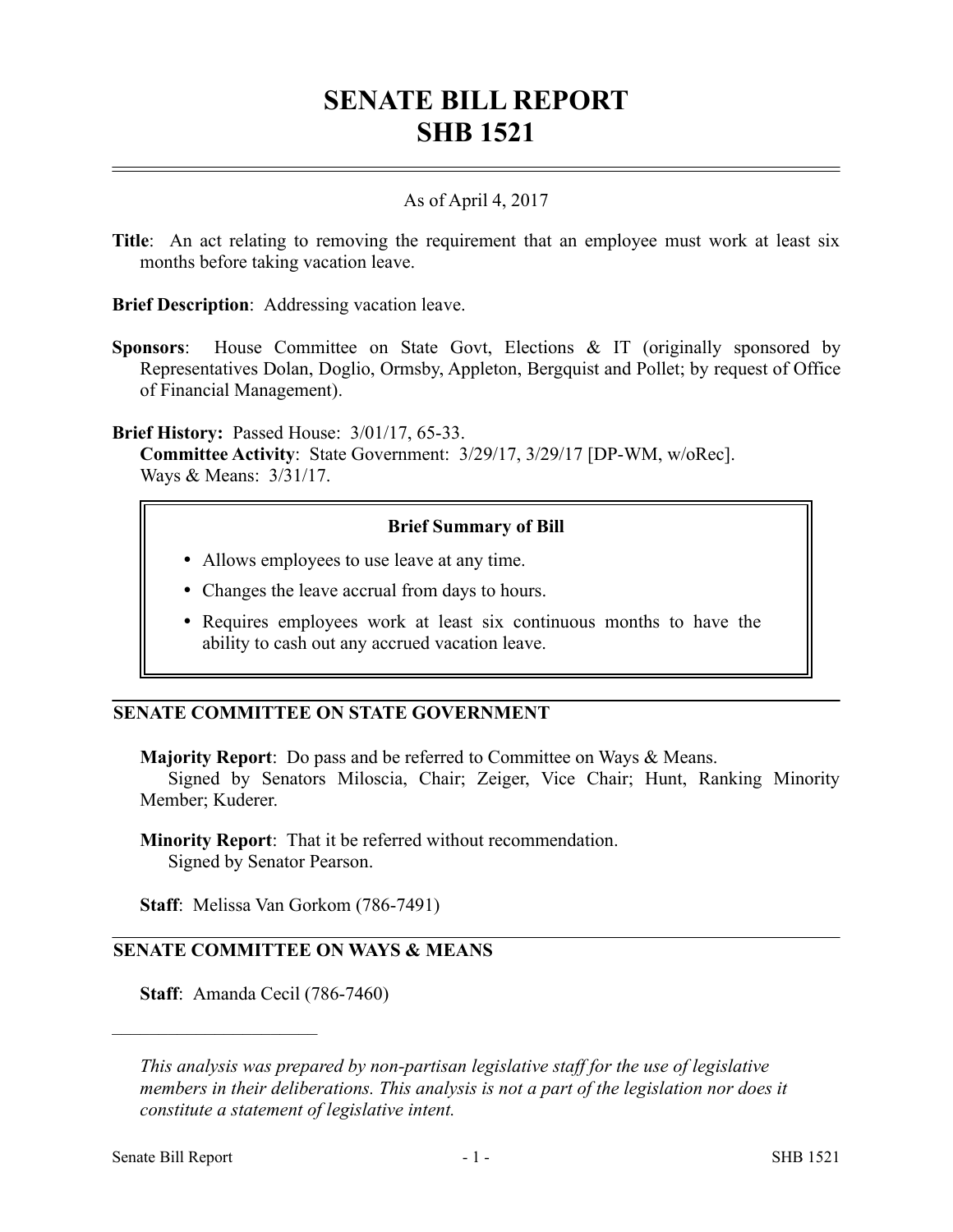# SENATE BILL REPORT
# SHB 1521

As of April 4, 2017

**Title**: An act relating to removing the requirement that an employee must work at least six months before taking vacation leave.

**Brief Description**: Addressing vacation leave.

**Sponsors**: House Committee on State Govt, Elections & IT (originally sponsored by Representatives Dolan, Doglio, Ormsby, Appleton, Bergquist and Pollet; by request of Office of Financial Management).

**Brief History:** Passed House: 3/01/17, 65-33.
**Committee Activity**: State Government: 3/29/17, 3/29/17 [DP-WM, w/oRec].
Ways & Means: 3/31/17.

> **Brief Summary of Bill**
>
> - Allows employees to use leave at any time.
> - Changes the leave accrual from days to hours.
> - Requires employees work at least six continuous months to have the ability to cash out any accrued vacation leave.

## SENATE COMMITTEE ON STATE GOVERNMENT

**Majority Report**: Do pass and be referred to Committee on Ways & Means.
Signed by Senators Miloscia, Chair; Zeiger, Vice Chair; Hunt, Ranking Minority Member; Kuderer.

**Minority Report**: That it be referred without recommendation.
Signed by Senator Pearson.

**Staff**: Melissa Van Gorkom (786-7491)

## SENATE COMMITTEE ON WAYS & MEANS

**Staff**: Amanda Cecil (786-7460)

---

*This analysis was prepared by non-partisan legislative staff for the use of legislative members in their deliberations. This analysis is not a part of the legislation nor does it constitute a statement of legislative intent.*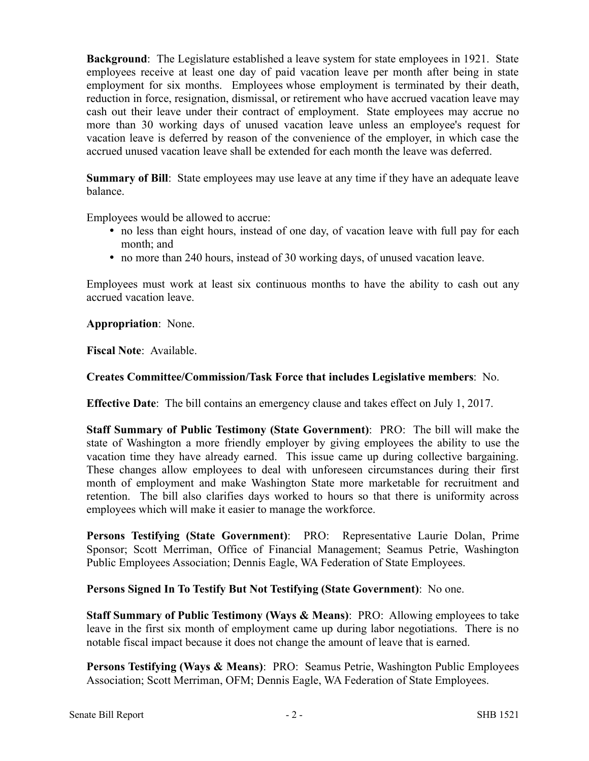**Background**: The Legislature established a leave system for state employees in 1921. State employees receive at least one day of paid vacation leave per month after being in state employment for six months. Employees whose employment is terminated by their death, reduction in force, resignation, dismissal, or retirement who have accrued vacation leave may cash out their leave under their contract of employment. State employees may accrue no more than 30 working days of unused vacation leave unless an employee's request for vacation leave is deferred by reason of the convenience of the employer, in which case the accrued unused vacation leave shall be extended for each month the leave was deferred.

**Summary of Bill**: State employees may use leave at any time if they have an adequate leave balance.

Employees would be allowed to accrue:

- no less than eight hours, instead of one day, of vacation leave with full pay for each month; and
- no more than 240 hours, instead of 30 working days, of unused vacation leave.

Employees must work at least six continuous months to have the ability to cash out any accrued vacation leave.

**Appropriation**: None.

**Fiscal Note**: Available.

**Creates Committee/Commission/Task Force that includes Legislative members**: No.

**Effective Date**: The bill contains an emergency clause and takes effect on July 1, 2017.

**Staff Summary of Public Testimony (State Government)**: PRO: The bill will make the state of Washington a more friendly employer by giving employees the ability to use the vacation time they have already earned. This issue came up during collective bargaining. These changes allow employees to deal with unforeseen circumstances during their first month of employment and make Washington State more marketable for recruitment and retention. The bill also clarifies days worked to hours so that there is uniformity across employees which will make it easier to manage the workforce.

**Persons Testifying (State Government)**: PRO: Representative Laurie Dolan, Prime Sponsor; Scott Merriman, Office of Financial Management; Seamus Petrie, Washington Public Employees Association; Dennis Eagle, WA Federation of State Employees.

**Persons Signed In To Testify But Not Testifying (State Government)**: No one.

**Staff Summary of Public Testimony (Ways & Means)**: PRO: Allowing employees to take leave in the first six month of employment came up during labor negotiations. There is no notable fiscal impact because it does not change the amount of leave that is earned.

**Persons Testifying (Ways & Means)**: PRO: Seamus Petrie, Washington Public Employees Association; Scott Merriman, OFM; Dennis Eagle, WA Federation of State Employees.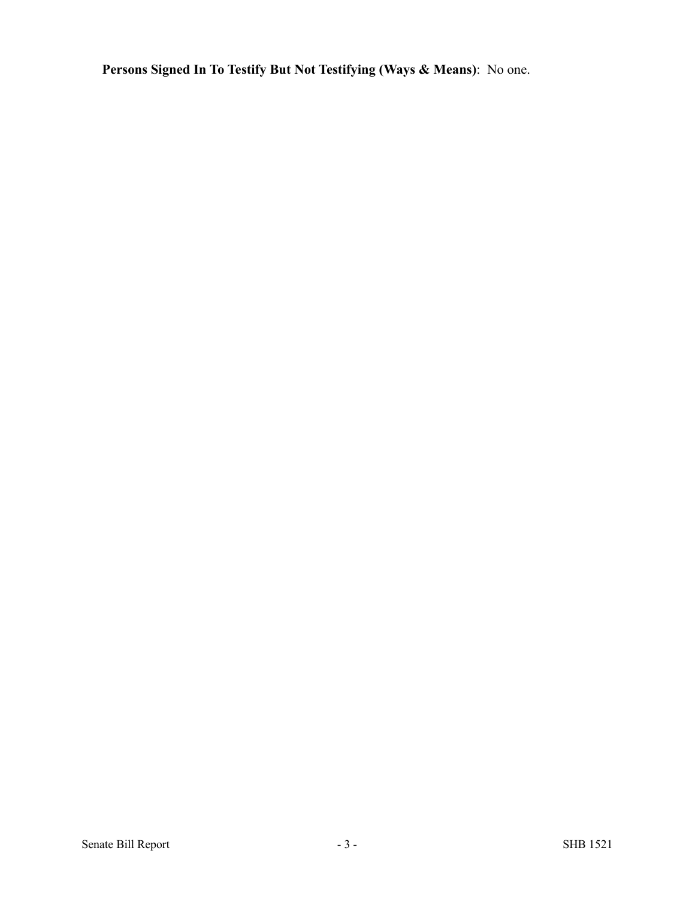**Persons Signed In To Testify But Not Testifying (Ways & Means)**: No one.